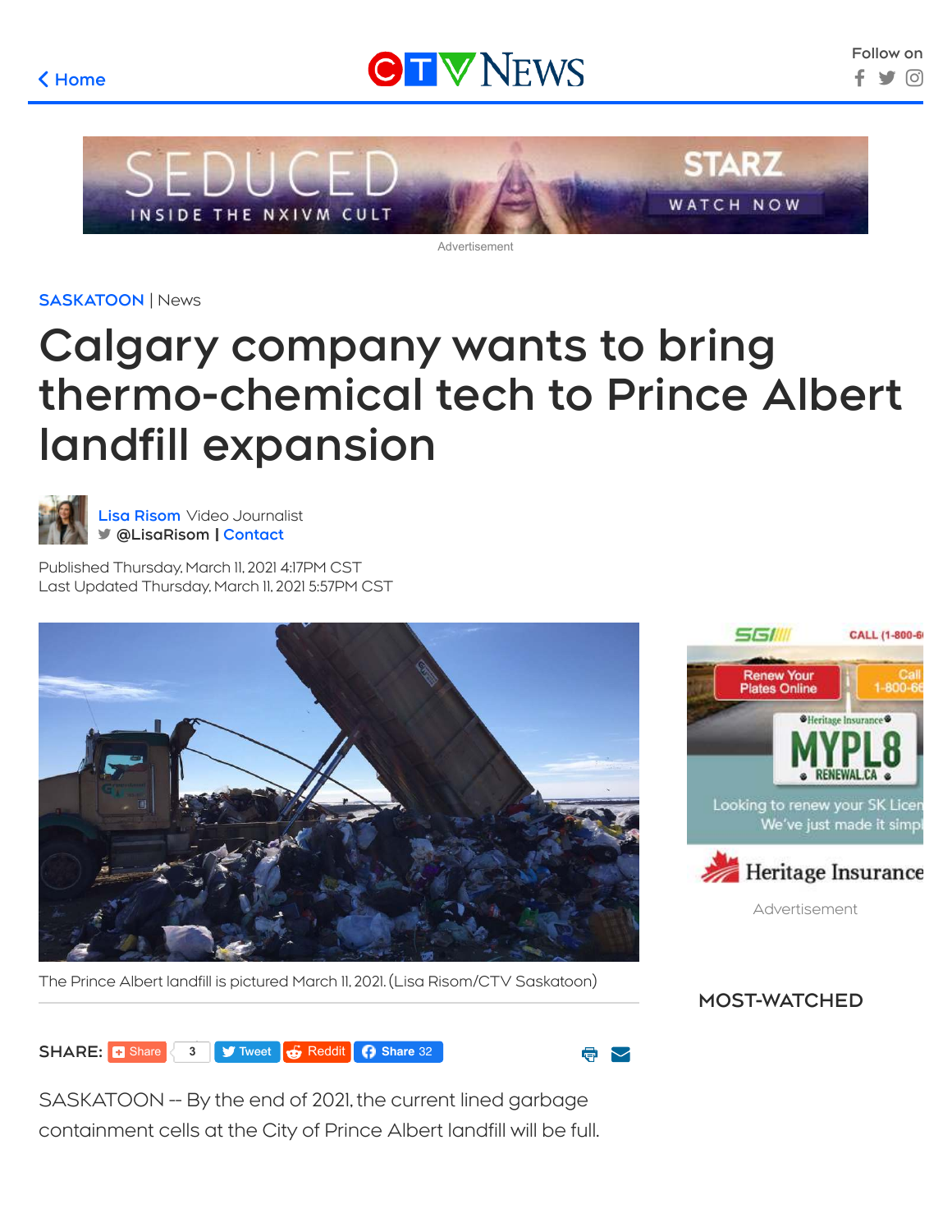SASKATOON | News

# Calgary company wants to bring thermo-chemical tech to Prince Albert landfill expansion

Lisa Risom Video Journalist
@LisaRisom | Contact

Published Thursday, March 11, 2021 4:17PM CST
Last Updated Thursday, March 11, 2021 5:57PM CST

The Prince Albert landfill is pictured March 11, 2021. (Lisa Risom/CTV Saskatoon)

SASKATOON -- By the end of 2021, the current lined garbage containment cells at the City of Prince Albert landfill will be full.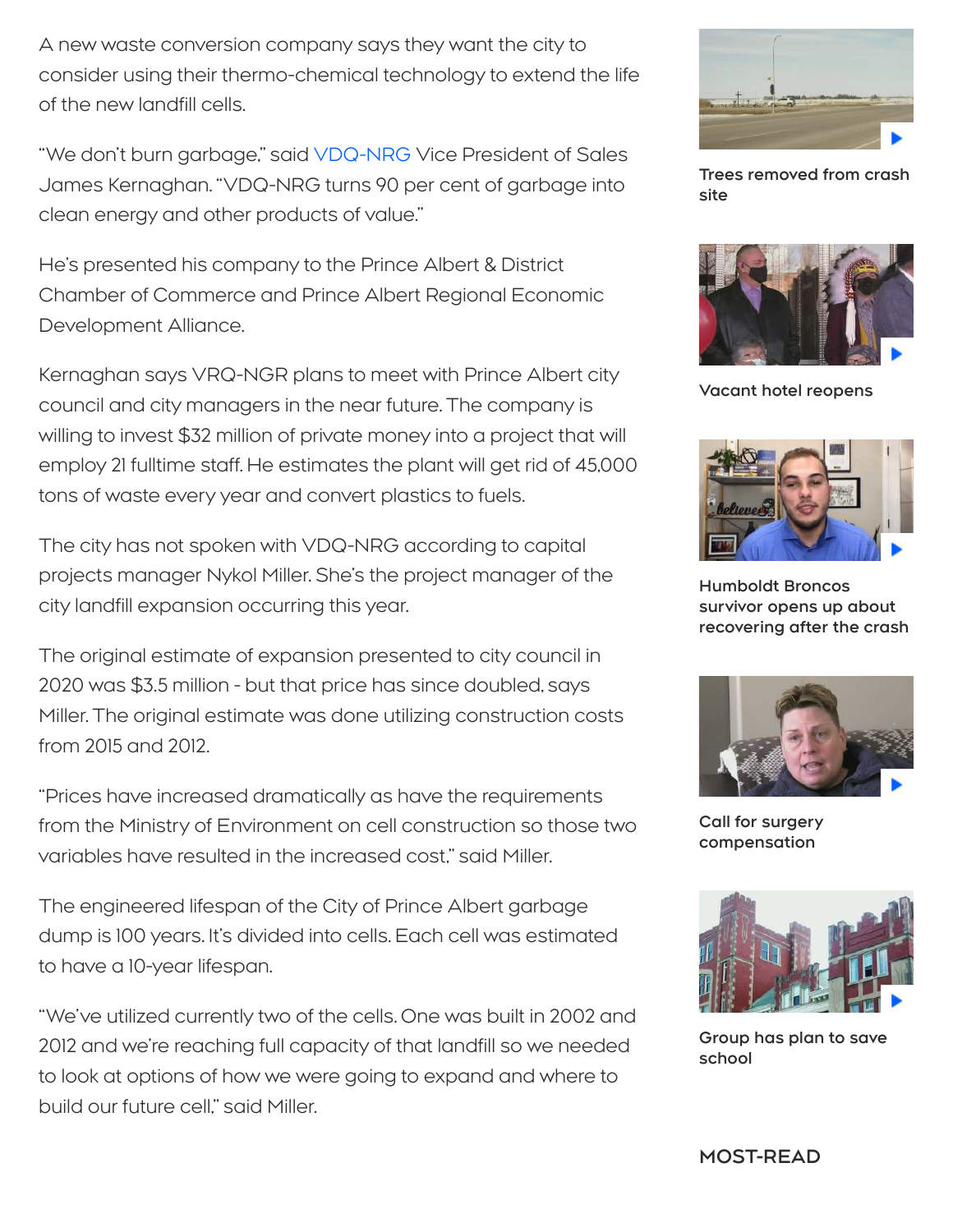A new waste conversion company says they want the city to consider using their thermo-chemical technology to extend the life of the new landfill cells.

"We don't burn garbage," said VDQ-NRG Vice President of Sales James Kernaghan. "VDQ-NRG turns 90 per cent of garbage into clean energy and other products of value."

He's presented his company to the Prince Albert & District Chamber of Commerce and Prince Albert Regional Economic Development Alliance.

Kernaghan says VRQ-NGR plans to meet with Prince Albert city council and city managers in the near future. The company is willing to invest $32 million of private money into a project that will employ 21 fulltime staff. He estimates the plant will get rid of 45,000 tons of waste every year and convert plastics to fuels.

The city has not spoken with VDQ-NRG according to capital projects manager Nykol Miller. She's the project manager of the city landfill expansion occurring this year.

The original estimate of expansion presented to city council in 2020 was $3.5 million - but that price has since doubled, says Miller. The original estimate was done utilizing construction costs from 2015 and 2012.

"Prices have increased dramatically as have the requirements from the Ministry of Environment on cell construction so those two variables have resulted in the increased cost," said Miller.

The engineered lifespan of the City of Prince Albert garbage dump is 100 years. It's divided into cells. Each cell was estimated to have a 10-year lifespan.

"We've utilized currently two of the cells. One was built in 2002 and 2012 and we're reaching full capacity of that landfill so we needed to look at options of how we were going to expand and where to build our future cell," said Miller.

Trees removed from crash site

Vacant hotel reopens

Humboldt Broncos survivor opens up about recovering after the crash

Call for surgery compensation

Group has plan to save school

## MOST-READ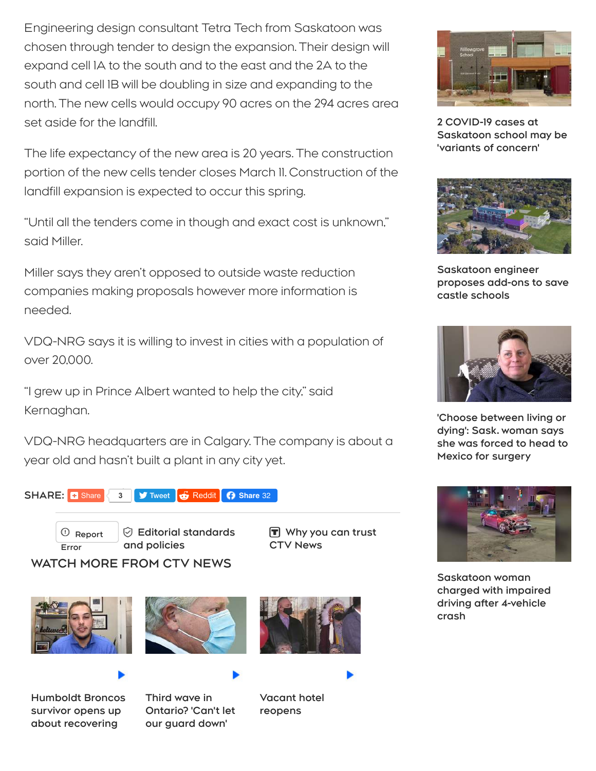Engineering design consultant Tetra Tech from Saskatoon was chosen through tender to design the expansion. Their design will expand cell 1A to the south and to the east and the 2A to the south and cell 1B will be doubling in size and expanding to the north. The new cells would occupy 90 acres on the 294 acres area set aside for the landfill.

The life expectancy of the new area is 20 years. The construction portion of the new cells tender closes March 11. Construction of the landfill expansion is expected to occur this spring.

"Until all the tenders come in though and exact cost is unknown," said Miller.

Miller says they aren't opposed to outside waste reduction companies making proposals however more information is needed.

VDQ-NRG says it is willing to invest in cities with a population of over 20,000.

"I grew up in Prince Albert wanted to help the city," said Kernaghan.

VDQ-NRG headquarters are in Calgary. The company is about a year old and hasn't built a plant in any city yet.

SHARE: Share 3 Tweet Reddit Share 32

Report Error | Editorial standards and policies | Why you can trust CTV News

## WATCH MORE FROM CTV NEWS

- Humboldt Broncos survivor opens up about recovering
- Third wave in Ontario? 'Can't let our guard down'
- Vacant hotel reopens

- 2 COVID-19 cases at Saskatoon school may be 'variants of concern'
- Saskatoon engineer proposes add-ons to save castle schools
- 'Choose between living or dying': Sask. woman says she was forced to head to Mexico for surgery
- Saskatoon woman charged with impaired driving after 4-vehicle crash